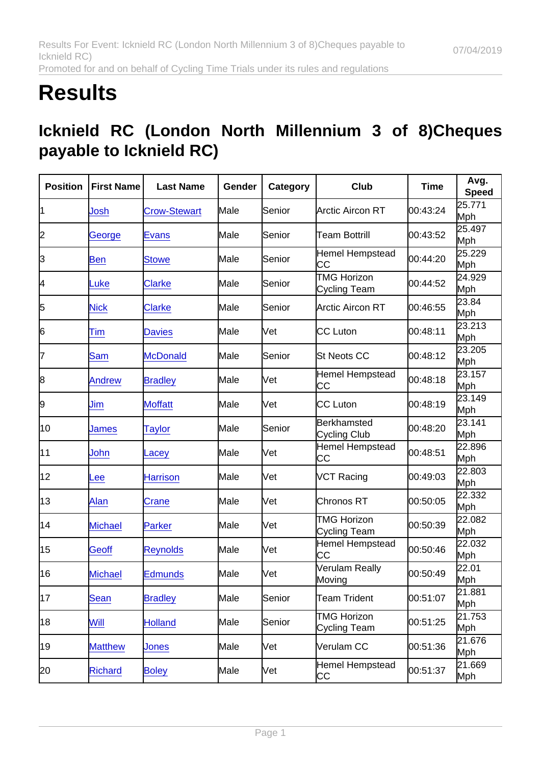# Results

## Icknield RC (London North Millennium 3 of 8)Cheques payable to Icknield RC)

| Position | First Name | Last Name | Gender | Category | Club | Time | Avg. Speed |
|---|---|---|---|---|---|---|---|
| 1 | Josh | Crow-Stewart | Male | Senior | Arctic Aircon RT | 00:43:24 | 25.771 Mph |
| 2 | George | Evans | Male | Senior | Team Bottrill | 00:43:52 | 25.497 Mph |
| 3 | Ben | Stowe | Male | Senior | Hemel Hempstead CC | 00:44:20 | 25.229 Mph |
| 4 | Luke | Clarke | Male | Senior | TMG Horizon Cycling Team | 00:44:52 | 24.929 Mph |
| 5 | Nick | Clarke | Male | Senior | Arctic Aircon RT | 00:46:55 | 23.84 Mph |
| 6 | Tim | Davies | Male | Vet | CC Luton | 00:48:11 | 23.213 Mph |
| 7 | Sam | McDonald | Male | Senior | St Neots CC | 00:48:12 | 23.205 Mph |
| 8 | Andrew | Bradley | Male | Vet | Hemel Hempstead CC | 00:48:18 | 23.157 Mph |
| 9 | Jim | Moffatt | Male | Vet | CC Luton | 00:48:19 | 23.149 Mph |
| 10 | James | Taylor | Male | Senior | Berkhamsted Cycling Club | 00:48:20 | 23.141 Mph |
| 11 | John | Lacey | Male | Vet | Hemel Hempstead CC | 00:48:51 | 22.896 Mph |
| 12 | Lee | Harrison | Male | Vet | VCT Racing | 00:49:03 | 22.803 Mph |
| 13 | Alan | Crane | Male | Vet | Chronos RT | 00:50:05 | 22.332 Mph |
| 14 | Michael | Parker | Male | Vet | TMG Horizon Cycling Team | 00:50:39 | 22.082 Mph |
| 15 | Geoff | Reynolds | Male | Vet | Hemel Hempstead CC | 00:50:46 | 22.032 Mph |
| 16 | Michael | Edmunds | Male | Vet | Verulam Really Moving | 00:50:49 | 22.01 Mph |
| 17 | Sean | Bradley | Male | Senior | Team Trident | 00:51:07 | 21.881 Mph |
| 18 | Will | Holland | Male | Senior | TMG Horizon Cycling Team | 00:51:25 | 21.753 Mph |
| 19 | Matthew | Jones | Male | Vet | Verulam CC | 00:51:36 | 21.676 Mph |
| 20 | Richard | Boley | Male | Vet | Hemel Hempstead CC | 00:51:37 | 21.669 Mph |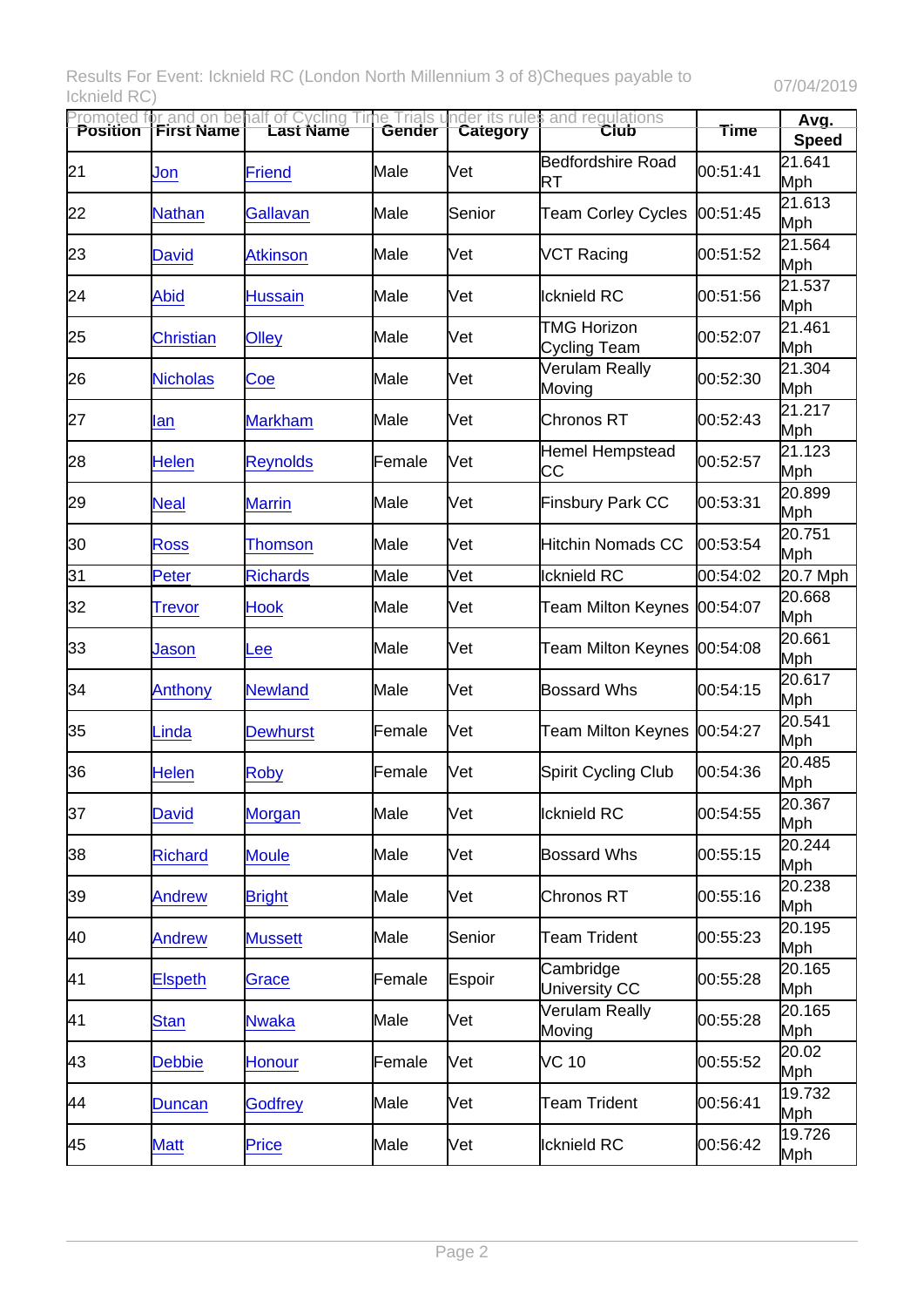| Position | First Name | Last Name | Gender | Category | Club | Time | Avg. Speed |
|---|---|---|---|---|---|---|---|
| 21 | Jon | Friend | Male | Vet | Bedfordshire Road RT | 00:51:41 | 21.641 Mph |
| 22 | Nathan | Gallavan | Male | Senior | Team Corley Cycles | 00:51:45 | 21.613 Mph |
| 23 | David | Atkinson | Male | Vet | VCT Racing | 00:51:52 | 21.564 Mph |
| 24 | Abid | Hussain | Male | Vet | Icknield RC | 00:51:56 | 21.537 Mph |
| 25 | Christian | Olley | Male | Vet | TMG Horizon Cycling Team | 00:52:07 | 21.461 Mph |
| 26 | Nicholas | Coe | Male | Vet | Verulam Really Moving | 00:52:30 | 21.304 Mph |
| 27 | Ian | Markham | Male | Vet | Chronos RT | 00:52:43 | 21.217 Mph |
| 28 | Helen | Reynolds | Female | Vet | Hemel Hempstead CC | 00:52:57 | 21.123 Mph |
| 29 | Neal | Marrin | Male | Vet | Finsbury Park CC | 00:53:31 | 20.899 Mph |
| 30 | Ross | Thomson | Male | Vet | Hitchin Nomads CC | 00:53:54 | 20.751 Mph |
| 31 | Peter | Richards | Male | Vet | Icknield RC | 00:54:02 | 20.7 Mph |
| 32 | Trevor | Hook | Male | Vet | Team Milton Keynes | 00:54:07 | 20.668 Mph |
| 33 | Jason | Lee | Male | Vet | Team Milton Keynes | 00:54:08 | 20.661 Mph |
| 34 | Anthony | Newland | Male | Vet | Bossard Whs | 00:54:15 | 20.617 Mph |
| 35 | Linda | Dewhurst | Female | Vet | Team Milton Keynes | 00:54:27 | 20.541 Mph |
| 36 | Helen | Roby | Female | Vet | Spirit Cycling Club | 00:54:36 | 20.485 Mph |
| 37 | David | Morgan | Male | Vet | Icknield RC | 00:54:55 | 20.367 Mph |
| 38 | Richard | Moule | Male | Vet | Bossard Whs | 00:55:15 | 20.244 Mph |
| 39 | Andrew | Bright | Male | Vet | Chronos RT | 00:55:16 | 20.238 Mph |
| 40 | Andrew | Mussett | Male | Senior | Team Trident | 00:55:23 | 20.195 Mph |
| 41 | Elspeth | Grace | Female | Espoir | Cambridge University CC | 00:55:28 | 20.165 Mph |
| 41 | Stan | Nwaka | Male | Vet | Verulam Really Moving | 00:55:28 | 20.165 Mph |
| 43 | Debbie | Honour | Female | Vet | VC 10 | 00:55:52 | 20.02 Mph |
| 44 | Duncan | Godfrey | Male | Vet | Team Trident | 00:56:41 | 19.732 Mph |
| 45 | Matt | Price | Male | Vet | Icknield RC | 00:56:42 | 19.726 Mph |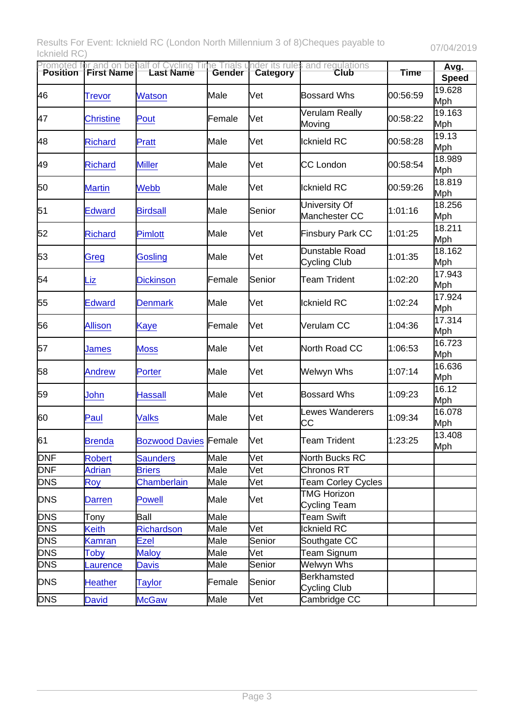| Position | First Name | Last Name | Gender | Category | Club | Time | Avg. Speed |
|---|---|---|---|---|---|---|---|
| 46 | Trevor | Watson | Male | Vet | Bossard Whs | 00:56:59 | 19.628 Mph |
| 47 | Christine | Pout | Female | Vet | Verulam Really Moving | 00:58:22 | 19.163 Mph |
| 48 | Richard | Pratt | Male | Vet | Icknield RC | 00:58:28 | 19.13 Mph |
| 49 | Richard | Miller | Male | Vet | CC London | 00:58:54 | 18.989 Mph |
| 50 | Martin | Webb | Male | Vet | Icknield RC | 00:59:26 | 18.819 Mph |
| 51 | Edward | Birdsall | Male | Senior | University Of Manchester CC | 1:01:16 | 18.256 Mph |
| 52 | Richard | Pimlott | Male | Vet | Finsbury Park CC | 1:01:25 | 18.211 Mph |
| 53 | Greg | Gosling | Male | Vet | Dunstable Road Cycling Club | 1:01:35 | 18.162 Mph |
| 54 | Liz | Dickinson | Female | Senior | Team Trident | 1:02:20 | 17.943 Mph |
| 55 | Edward | Denmark | Male | Vet | Icknield RC | 1:02:24 | 17.924 Mph |
| 56 | Allison | Kaye | Female | Vet | Verulam CC | 1:04:36 | 17.314 Mph |
| 57 | James | Moss | Male | Vet | North Road CC | 1:06:53 | 16.723 Mph |
| 58 | Andrew | Porter | Male | Vet | Welwyn Whs | 1:07:14 | 16.636 Mph |
| 59 | John | Hassall | Male | Vet | Bossard Whs | 1:09:23 | 16.12 Mph |
| 60 | Paul | Valks | Male | Vet | Lewes Wanderers CC | 1:09:34 | 16.078 Mph |
| 61 | Brenda | Bozwood Davies | Female | Vet | Team Trident | 1:23:25 | 13.408 Mph |
| DNF | Robert | Saunders | Male | Vet | North Bucks RC | | |
| DNF | Adrian | Briers | Male | Vet | Chronos RT | | |
| DNS | Roy | Chamberlain | Male | Vet | Team Corley Cycles | | |
| DNS | Darren | Powell | Male | Vet | TMG Horizon Cycling Team | | |
| DNS | Tony | Ball | Male | | Team Swift | | |
| DNS | Keith | Richardson | Male | Vet | Icknield RC | | |
| DNS | Kamran | Ezel | Male | Senior | Southgate CC | | |
| DNS | Toby | Maloy | Male | Vet | Team Signum | | |
| DNS | Laurence | Davis | Male | Senior | Welwyn Whs | | |
| DNS | Heather | Taylor | Female | Senior | Berkhamsted Cycling Club | | |
| DNS | David | McGaw | Male | Vet | Cambridge CC | | |